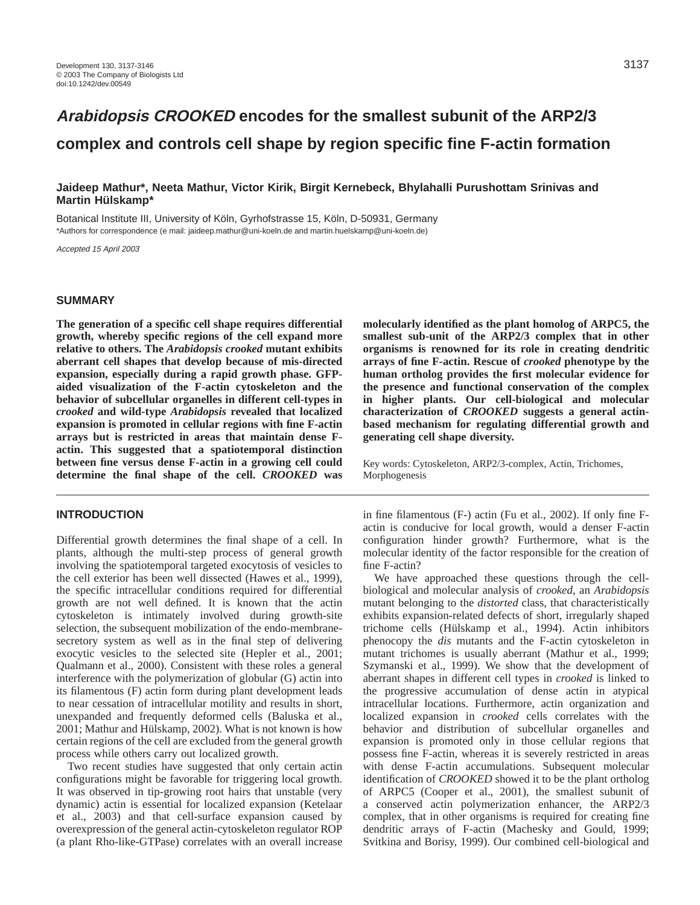# *Arabidopsis CROOKED* encodes for the smallest subunit of the ARP2/3 complex and controls cell shape by region specific fine F-actin formation

**Jaideep Mathur\*, Neeta Mathur, Victor Kirik, Birgit Kernebeck, Bhylahalli Purushottam Srinivas and Martin Hülskamp\***

Botanical Institute III, University of Köln, Gyrhofstrasse 15, Köln, D-50931, Germany

\*Authors for correspondence (e mail: jaideep.mathur@uni-koeln.de and martin.huelskamp@uni-koeln.de)

*Accepted 15 April 2003*

## SUMMARY

**The generation of a specific cell shape requires differential growth, whereby specific regions of the cell expand more relative to others. The *Arabidopsis crooked* mutant exhibits aberrant cell shapes that develop because of mis-directed expansion, especially during a rapid growth phase. GFP-aided visualization of the F-actin cytoskeleton and the behavior of subcellular organelles in different cell-types in *crooked* and wild-type *Arabidopsis* revealed that localized expansion is promoted in cellular regions with fine F-actin arrays but is restricted in areas that maintain dense F-actin. This suggested that a spatiotemporal distinction between fine versus dense F-actin in a growing cell could determine the final shape of the cell. *CROOKED* was molecularly identified as the plant homolog of ARPC5, the smallest sub-unit of the ARP2/3 complex that in other organisms is renowned for its role in creating dendritic arrays of fine F-actin. Rescue of *crooked* phenotype by the human ortholog provides the first molecular evidence for the presence and functional conservation of the complex in higher plants. Our cell-biological and molecular characterization of *CROOKED* suggests a general actin-based mechanism for regulating differential growth and generating cell shape diversity.**

Key words: Cytoskeleton, ARP2/3-complex, Actin, Trichomes, Morphogenesis

## INTRODUCTION

Differential growth determines the final shape of a cell. In plants, although the multi-step process of general growth involving the spatiotemporal targeted exocytosis of vesicles to the cell exterior has been well dissected (Hawes et al., 1999), the specific intracellular conditions required for differential growth are not well defined. It is known that the actin cytoskeleton is intimately involved during growth-site selection, the subsequent mobilization of the endo-membrane-secretory system as well as in the final step of delivering exocytic vesicles to the selected site (Hepler et al., 2001; Qualmann et al., 2000). Consistent with these roles a general interference with the polymerization of globular (G) actin into its filamentous (F) actin form during plant development leads to near cessation of intracellular motility and results in short, unexpanded and frequently deformed cells (Baluska et al., 2001; Mathur and Hülskamp, 2002). What is not known is how certain regions of the cell are excluded from the general growth process while others carry out localized growth.

Two recent studies have suggested that only certain actin configurations might be favorable for triggering local growth. It was observed in tip-growing root hairs that unstable (very dynamic) actin is essential for localized expansion (Ketelaar et al., 2003) and that cell-surface expansion caused by overexpression of the general actin-cytoskeleton regulator ROP (a plant Rho-like-GTPase) correlates with an overall increase in fine filamentous (F-) actin (Fu et al., 2002). If only fine F-actin is conducive for local growth, would a denser F-actin configuration hinder growth? Furthermore, what is the molecular identity of the factor responsible for the creation of fine F-actin?

We have approached these questions through the cell-biological and molecular analysis of *crooked*, an *Arabidopsis* mutant belonging to the *distorted* class, that characteristically exhibits expansion-related defects of short, irregularly shaped trichome cells (Hülskamp et al., 1994). Actin inhibitors phenocopy the *dis* mutants and the F-actin cytoskeleton in mutant trichomes is usually aberrant (Mathur et al., 1999; Szymanski et al., 1999). We show that the development of aberrant shapes in different cell types in *crooked* is linked to the progressive accumulation of dense actin in atypical intracellular locations. Furthermore, actin organization and localized expansion in *crooked* cells correlates with the behavior and distribution of subcellular organelles and expansion is promoted only in those cellular regions that possess fine F-actin, whereas it is severely restricted in areas with dense F-actin accumulations. Subsequent molecular identification of *CROOKED* showed it to be the plant ortholog of ARPC5 (Cooper et al., 2001), the smallest subunit of a conserved actin polymerization enhancer, the ARP2/3 complex, that in other organisms is required for creating fine dendritic arrays of F-actin (Machesky and Gould, 1999; Svitkina and Borisy, 1999). Our combined cell-biological and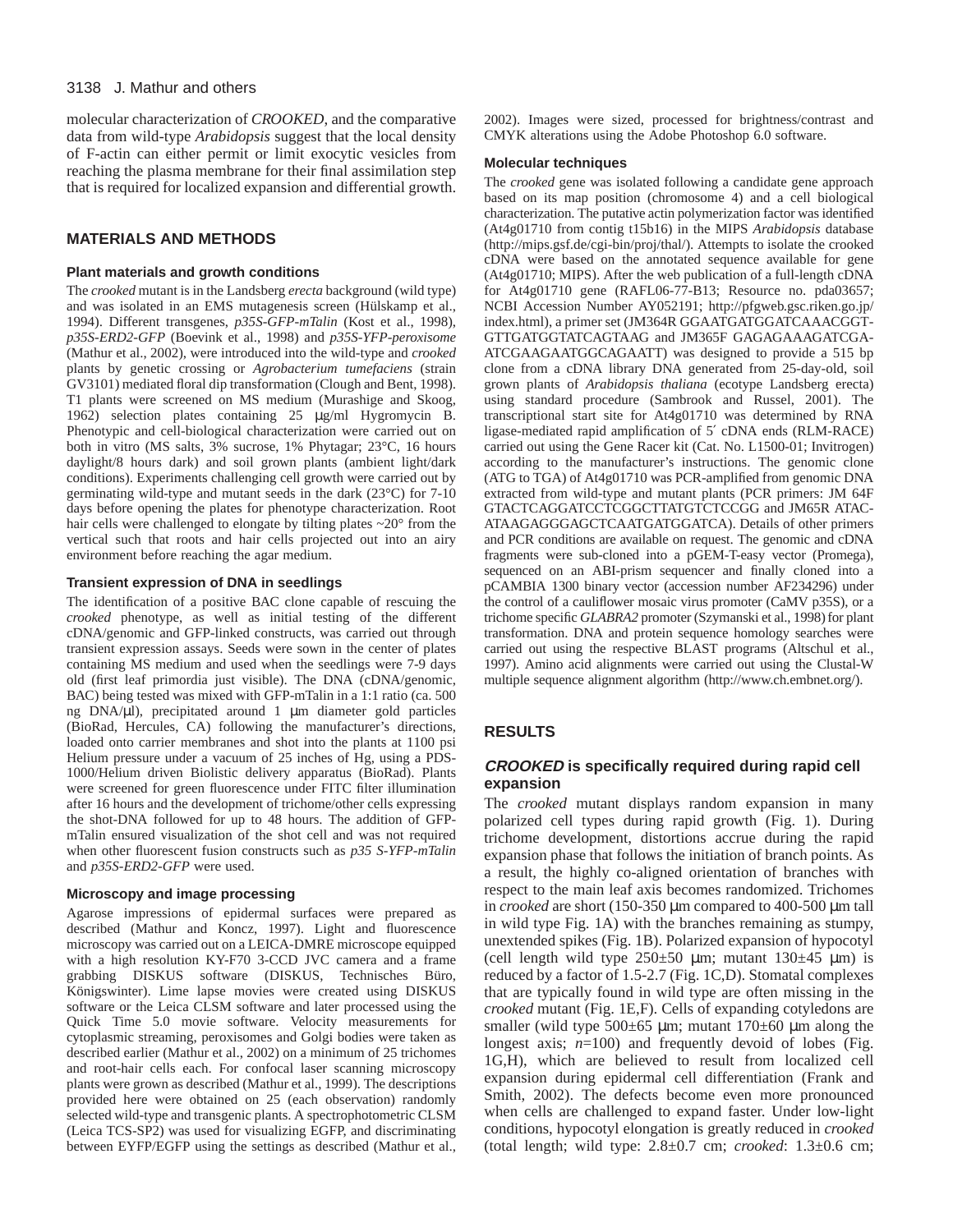molecular characterization of *CROOKED*, and the comparative data from wild-type *Arabidopsis* suggest that the local density of F-actin can either permit or limit exocytic vesicles from reaching the plasma membrane for their final assimilation step that is required for localized expansion and differential growth.

## MATERIALS AND METHODS

### Plant materials and growth conditions

The *crooked* mutant is in the Landsberg *erecta* background (wild type) and was isolated in an EMS mutagenesis screen (Hülskamp et al., 1994). Different transgenes, *p35S-GFP-mTalin* (Kost et al., 1998), *p35S-ERD2-GFP* (Boevink et al., 1998) and *p35S-YFP-peroxisome* (Mathur et al., 2002), were introduced into the wild-type and *crooked* plants by genetic crossing or *Agrobacterium tumefaciens* (strain GV3101) mediated floral dip transformation (Clough and Bent, 1998). T1 plants were screened on MS medium (Murashige and Skoog, 1962) selection plates containing 25 μg/ml Hygromycin B. Phenotypic and cell-biological characterization were carried out on both in vitro (MS salts, 3% sucrose, 1% Phytagar; 23°C, 16 hours daylight/8 hours dark) and soil grown plants (ambient light/dark conditions). Experiments challenging cell growth were carried out by germinating wild-type and mutant seeds in the dark (23°C) for 7-10 days before opening the plates for phenotype characterization. Root hair cells were challenged to elongate by tilting plates ~20° from the vertical such that roots and hair cells projected out into an airy environment before reaching the agar medium.

### Transient expression of DNA in seedlings

The identification of a positive BAC clone capable of rescuing the *crooked* phenotype, as well as initial testing of the different cDNA/genomic and GFP-linked constructs, was carried out through transient expression assays. Seeds were sown in the center of plates containing MS medium and used when the seedlings were 7-9 days old (first leaf primordia just visible). The DNA (cDNA/genomic, BAC) being tested was mixed with GFP-mTalin in a 1:1 ratio (ca. 500 ng DNA/μl), precipitated around 1 μm diameter gold particles (BioRad, Hercules, CA) following the manufacturer's directions, loaded onto carrier membranes and shot into the plants at 1100 psi Helium pressure under a vacuum of 25 inches of Hg, using a PDS-1000/Helium driven Biolistic delivery apparatus (BioRad). Plants were screened for green fluorescence under FITC filter illumination after 16 hours and the development of trichome/other cells expressing the shot-DNA followed for up to 48 hours. The addition of GFP-mTalin ensured visualization of the shot cell and was not required when other fluorescent fusion constructs such as *p35 S-YFP-mTalin* and *p35S-ERD2-GFP* were used.

### Microscopy and image processing

Agarose impressions of epidermal surfaces were prepared as described (Mathur and Koncz, 1997). Light and fluorescence microscopy was carried out on a LEICA-DMRE microscope equipped with a high resolution KY-F70 3-CCD JVC camera and a frame grabbing DISKUS software (DISKUS, Technisches Büro, Königswinter). Lime lapse movies were created using DISKUS software or the Leica CLSM software and later processed using the Quick Time 5.0 movie software. Velocity measurements for cytoplasmic streaming, peroxisomes and Golgi bodies were taken as described earlier (Mathur et al., 2002) on a minimum of 25 trichomes and root-hair cells each. For confocal laser scanning microscopy plants were grown as described (Mathur et al., 1999). The descriptions provided here were obtained on 25 (each observation) randomly selected wild-type and transgenic plants. A spectrophotometric CLSM (Leica TCS-SP2) was used for visualizing EGFP, and discriminating between EYFP/EGFP using the settings as described (Mathur et al., 2002). Images were sized, processed for brightness/contrast and CMYK alterations using the Adobe Photoshop 6.0 software.

### Molecular techniques

The *crooked* gene was isolated following a candidate gene approach based on its map position (chromosome 4) and a cell biological characterization. The putative actin polymerization factor was identified (At4g01710 from contig t15b16) in the MIPS *Arabidopsis* database (http://mips.gsf.de/cgi-bin/proj/thal/). Attempts to isolate the crooked cDNA were based on the annotated sequence available for gene (At4g01710; MIPS). After the web publication of a full-length cDNA for At4g01710 gene (RAFL06-77-B13; Resource no. pda03657; NCBI Accession Number AY052191; http://pfgweb.gsc.riken.go.jp/index.html), a primer set (JM364R GGAATGATGGATCAAACGGT-GTTGATGGTATCAGTAAG and JM365F GAGAGAAAGATCGA-ATCGAAGAATGGCAGAATT) was designed to provide a 515 bp clone from a cDNA library DNA generated from 25-day-old, soil grown plants of *Arabidopsis thaliana* (ecotype Landsberg erecta) using standard procedure (Sambrook and Russel, 2001). The transcriptional start site for At4g01710 was determined by RNA ligase-mediated rapid amplification of 5′ cDNA ends (RLM-RACE) carried out using the Gene Racer kit (Cat. No. L1500-01; Invitrogen) according to the manufacturer's instructions. The genomic clone (ATG to TGA) of At4g01710 was PCR-amplified from genomic DNA extracted from wild-type and mutant plants (PCR primers: JM 64F GTACTCAGGATCCTCGGCTTATGTCTCCGG and JM65R ATAC-ATAAGAGGGAGCTCAATGATGGATCA). Details of other primers and PCR conditions are available on request. The genomic and cDNA fragments were sub-cloned into a pGEM-T-easy vector (Promega), sequenced on an ABI-prism sequencer and finally cloned into a pCAMBIA 1300 binary vector (accession number AF234296) under the control of a cauliflower mosaic virus promoter (CaMV p35S), or a trichome specific *GLABRA2* promoter (Szymanski et al., 1998) for plant transformation. DNA and protein sequence homology searches were carried out using the respective BLAST programs (Altschul et al., 1997). Amino acid alignments were carried out using the Clustal-W multiple sequence alignment algorithm (http://www.ch.embnet.org/).

## RESULTS

### *CROOKED* is specifically required during rapid cell expansion

The *crooked* mutant displays random expansion in many polarized cell types during rapid growth (Fig. 1). During trichome development, distortions accrue during the rapid expansion phase that follows the initiation of branch points. As a result, the highly co-aligned orientation of branches with respect to the main leaf axis becomes randomized. Trichomes in *crooked* are short (150-350 μm compared to 400-500 μm tall in wild type Fig. 1A) with the branches remaining as stumpy, unextended spikes (Fig. 1B). Polarized expansion of hypocotyl (cell length wild type 250±50 μm; mutant 130±45 μm) is reduced by a factor of 1.5-2.7 (Fig. 1C,D). Stomatal complexes that are typically found in wild type are often missing in the *crooked* mutant (Fig. 1E,F). Cells of expanding cotyledons are smaller (wild type 500±65 μm; mutant 170±60 μm along the longest axis; *n*=100) and frequently devoid of lobes (Fig. 1G,H), which are believed to result from localized cell expansion during epidermal cell differentiation (Frank and Smith, 2002). The defects become even more pronounced when cells are challenged to expand faster. Under low-light conditions, hypocotyl elongation is greatly reduced in *crooked* (total length; wild type: 2.8±0.7 cm; *crooked*: 1.3±0.6 cm;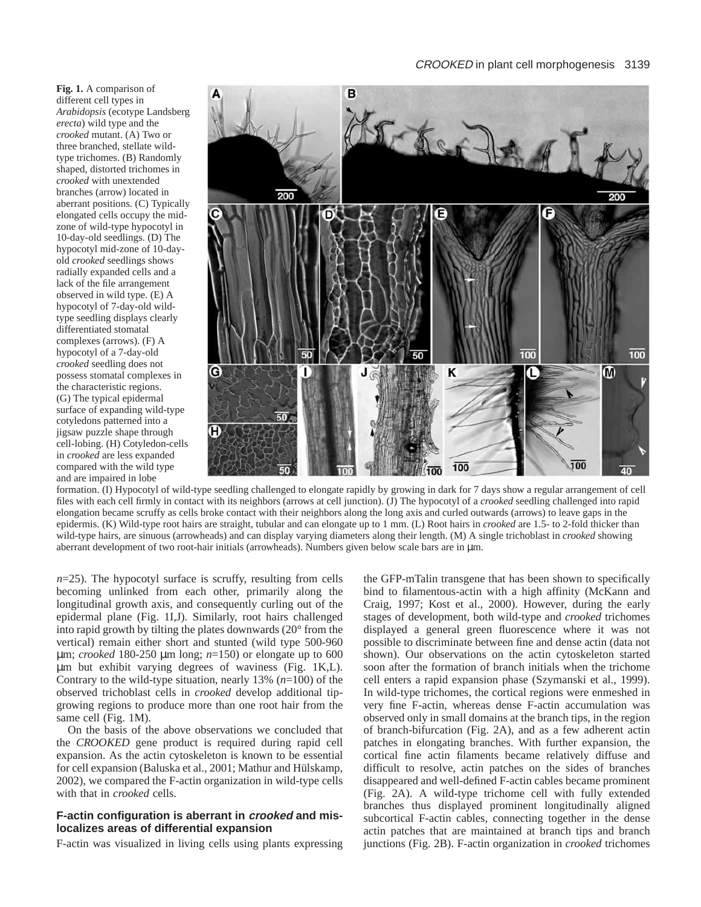**Fig. 1.** A comparison of different cell types in *Arabidopsis* (ecotype Landsberg *erecta*) wild type and the *crooked* mutant. (A) Two or three branched, stellate wild-type trichomes. (B) Randomly shaped, distorted trichomes in *crooked* with unextended branches (arrow) located in aberrant positions. (C) Typically elongated cells occupy the mid-zone of wild-type hypocotyl in 10-day-old seedlings. (D) The hypocotyl mid-zone of 10-day-old *crooked* seedlings shows radially expanded cells and a lack of the file arrangement observed in wild type. (E) A hypocotyl of 7-day-old wild-type seedling displays clearly differentiated stomatal complexes (arrows). (F) A hypocotyl of a 7-day-old *crooked* seedling does not possess stomatal complexes in the characteristic regions. (G) The typical epidermal surface of expanding wild-type cotyledons patterned into a jigsaw puzzle shape through cell-lobing. (H) Cotyledon-cells in *crooked* are less expanded compared with the wild type and are impaired in lobe formation. (I) Hypocotyl of wild-type seedling challenged to elongate rapidly by growing in dark for 7 days show a regular arrangement of cell files with each cell firmly in contact with its neighbors (arrows at cell junction). (J) The hypocotyl of a *crooked* seedling challenged into rapid elongation became scruffy as cells broke contact with their neighbors along the long axis and curled outwards (arrows) to leave gaps in the epidermis. (K) Wild-type root hairs are straight, tubular and can elongate up to 1 mm. (L) Root hairs in *crooked* are 1.5- to 2-fold thicker than wild-type hairs, are sinuous (arrowheads) and can display varying diameters along their length. (M) A single trichoblast in *crooked* showing aberrant development of two root-hair initials (arrowheads). Numbers given below scale bars are in μm.

*n*=25). The hypocotyl surface is scruffy, resulting from cells becoming unlinked from each other, primarily along the longitudinal growth axis, and consequently curling out of the epidermal plane (Fig. 1I,J). Similarly, root hairs challenged into rapid growth by tilting the plates downwards (20° from the vertical) remain either short and stunted (wild type 500-960 μm; *crooked* 180-250 μm long; *n*=150) or elongate up to 600 μm but exhibit varying degrees of waviness (Fig. 1K,L). Contrary to the wild-type situation, nearly 13% (*n*=100) of the observed trichoblast cells in *crooked* develop additional tip-growing regions to produce more than one root hair from the same cell (Fig. 1M).

On the basis of the above observations we concluded that the *CROOKED* gene product is required during rapid cell expansion. As the actin cytoskeleton is known to be essential for cell expansion (Baluska et al., 2001; Mathur and Hülskamp, 2002), we compared the F-actin organization in wild-type cells with that in *crooked* cells.

### F-actin configuration is aberrant in *crooked* and mis-localizes areas of differential expansion

F-actin was visualized in living cells using plants expressing the GFP-mTalin transgene that has been shown to specifically bind to filamentous-actin with a high affinity (McKann and Craig, 1997; Kost et al., 2000). However, during the early stages of development, both wild-type and *crooked* trichomes displayed a general green fluorescence where it was not possible to discriminate between fine and dense actin (data not shown). Our observations on the actin cytoskeleton started soon after the formation of branch initials when the trichome cell enters a rapid expansion phase (Szymanski et al., 1999). In wild-type trichomes, the cortical regions were enmeshed in very fine F-actin, whereas dense F-actin accumulation was observed only in small domains at the branch tips, in the region of branch-bifurcation (Fig. 2A), and as a few adherent actin patches in elongating branches. With further expansion, the cortical fine actin filaments became relatively diffuse and difficult to resolve, actin patches on the sides of branches disappeared and well-defined F-actin cables became prominent (Fig. 2A). A wild-type trichome cell with fully extended branches thus displayed prominent longitudinally aligned subcortical F-actin cables, connecting together in the dense actin patches that are maintained at branch tips and branch junctions (Fig. 2B). F-actin organization in *crooked* trichomes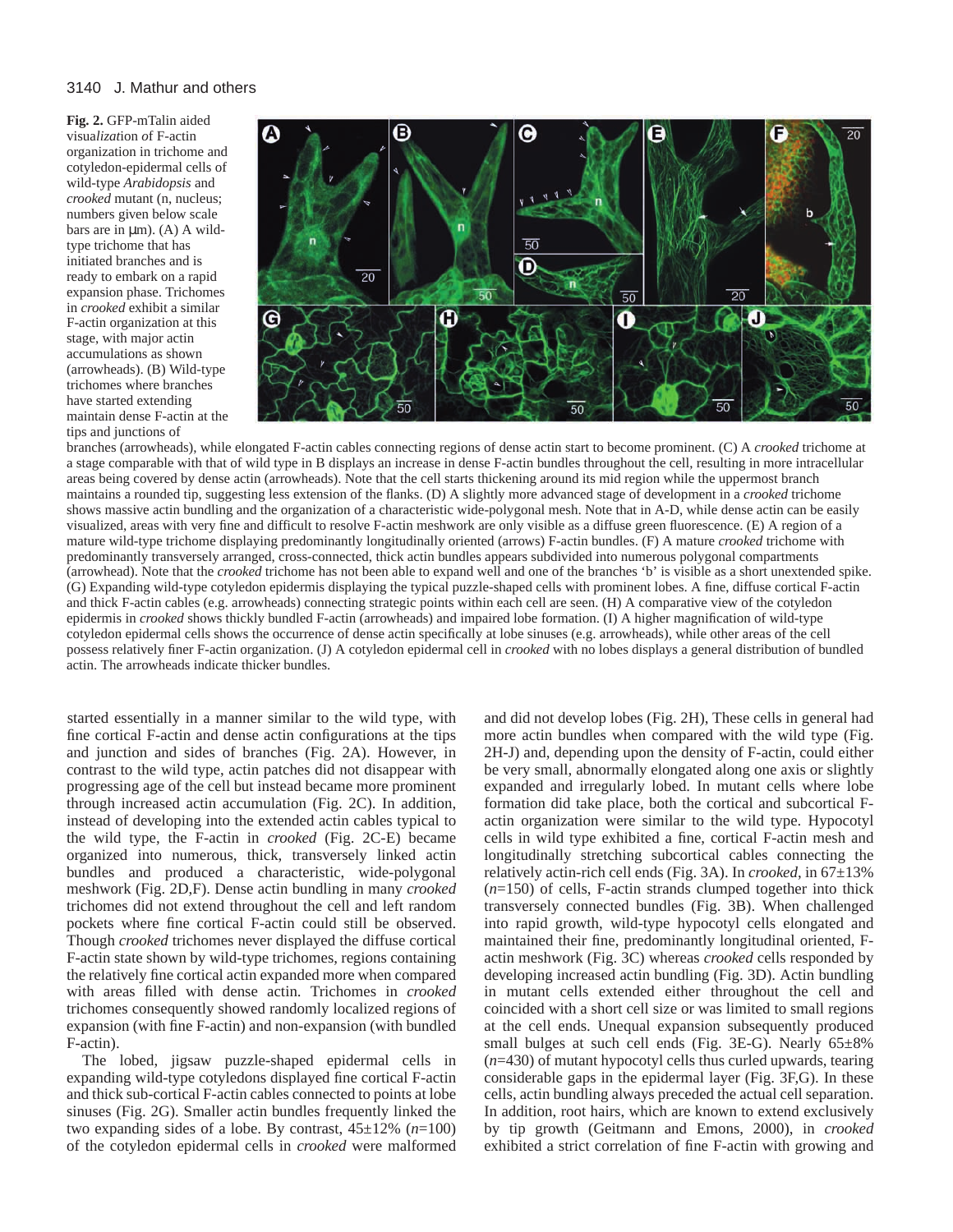**Fig. 2.** GFP-mTalin aided visualization of F-actin organization in trichome and cotyledon-epidermal cells of wild-type *Arabidopsis* and *crooked* mutant (n, nucleus; numbers given below scale bars are in μm). (A) A wild-type trichome that has initiated branches and is ready to embark on a rapid expansion phase. Trichomes in *crooked* exhibit a similar F-actin organization at this stage, with major actin accumulations as shown (arrowheads). (B) Wild-type trichomes where branches have started extending maintain dense F-actin at the tips and junctions of branches (arrowheads), while elongated F-actin cables connecting regions of dense actin start to become prominent. (C) A *crooked* trichome at a stage comparable with that of wild type in B displays an increase in dense F-actin bundles throughout the cell, resulting in more intracellular areas being covered by dense actin (arrowheads). Note that the cell starts thickening around its mid region while the uppermost branch maintains a rounded tip, suggesting less extension of the flanks. (D) A slightly more advanced stage of development in a *crooked* trichome shows massive actin bundling and the organization of a characteristic wide-polygonal mesh. Note that in A-D, while dense actin can be easily visualized, areas with very fine and difficult to resolve F-actin meshwork are only visible as a diffuse green fluorescence. (E) A region of a mature wild-type trichome displaying predominantly longitudinally oriented (arrows) F-actin bundles. (F) A mature *crooked* trichome with predominantly transversely arranged, cross-connected, thick actin bundles appears subdivided into numerous polygonal compartments (arrowhead). Note that the *crooked* trichome has not been able to expand well and one of the branches 'b' is visible as a short unextended spike. (G) Expanding wild-type cotyledon epidermis displaying the typical puzzle-shaped cells with prominent lobes. A fine, diffuse cortical F-actin and thick F-actin cables (e.g. arrowheads) connecting strategic points within each cell are seen. (H) A comparative view of the cotyledon epidermis in *crooked* shows thickly bundled F-actin (arrowheads) and impaired lobe formation. (I) A higher magnification of wild-type cotyledon epidermal cells shows the occurrence of dense actin specifically at lobe sinuses (e.g. arrowheads), while other areas of the cell possess relatively finer F-actin organization. (J) A cotyledon epidermal cell in *crooked* with no lobes displays a general distribution of bundled actin. The arrowheads indicate thicker bundles.

started essentially in a manner similar to the wild type, with fine cortical F-actin and dense actin configurations at the tips and junction and sides of branches (Fig. 2A). However, in contrast to the wild type, actin patches did not disappear with progressing age of the cell but instead became more prominent through increased actin accumulation (Fig. 2C). In addition, instead of developing into the extended actin cables typical to the wild type, the F-actin in *crooked* (Fig. 2C-E) became organized into numerous, thick, transversely linked actin bundles and produced a characteristic, wide-polygonal meshwork (Fig. 2D,F). Dense actin bundling in many *crooked* trichomes did not extend throughout the cell and left random pockets where fine cortical F-actin could still be observed. Though *crooked* trichomes never displayed the diffuse cortical F-actin state shown by wild-type trichomes, regions containing the relatively fine cortical actin expanded more when compared with areas filled with dense actin. Trichomes in *crooked* trichomes consequently showed randomly localized regions of expansion (with fine F-actin) and non-expansion (with bundled F-actin).

The lobed, jigsaw puzzle-shaped epidermal cells in expanding wild-type cotyledons displayed fine cortical F-actin and thick sub-cortical F-actin cables connected to points at lobe sinuses (Fig. 2G). Smaller actin bundles frequently linked the two expanding sides of a lobe. By contrast, 45±12% ($n$=100) of the cotyledon epidermal cells in *crooked* were malformed and did not develop lobes (Fig. 2H), These cells in general had more actin bundles when compared with the wild type (Fig. 2H-J) and, depending upon the density of F-actin, could either be very small, abnormally elongated along one axis or slightly expanded and irregularly lobed. In mutant cells where lobe formation did take place, both the cortical and subcortical F-actin organization were similar to the wild type. Hypocotyl cells in wild type exhibited a fine, cortical F-actin mesh and longitudinally stretching subcortical cables connecting the relatively actin-rich cell ends (Fig. 3A). In *crooked*, in 67±13% ($n$=150) of cells, F-actin strands clumped together into thick transversely connected bundles (Fig. 3B). When challenged into rapid growth, wild-type hypocotyl cells elongated and maintained their fine, predominantly longitudinal oriented, F-actin meshwork (Fig. 3C) whereas *crooked* cells responded by developing increased actin bundling (Fig. 3D). Actin bundling in mutant cells extended either throughout the cell and coincided with a short cell size or was limited to small regions at the cell ends. Unequal expansion subsequently produced small bulges at such cell ends (Fig. 3E-G). Nearly 65±8% ($n$=430) of mutant hypocotyl cells thus curled upwards, tearing considerable gaps in the epidermal layer (Fig. 3F,G). In these cells, actin bundling always preceded the actual cell separation. In addition, root hairs, which are known to extend exclusively by tip growth (Geitmann and Emons, 2000), in *crooked* exhibited a strict correlation of fine F-actin with growing and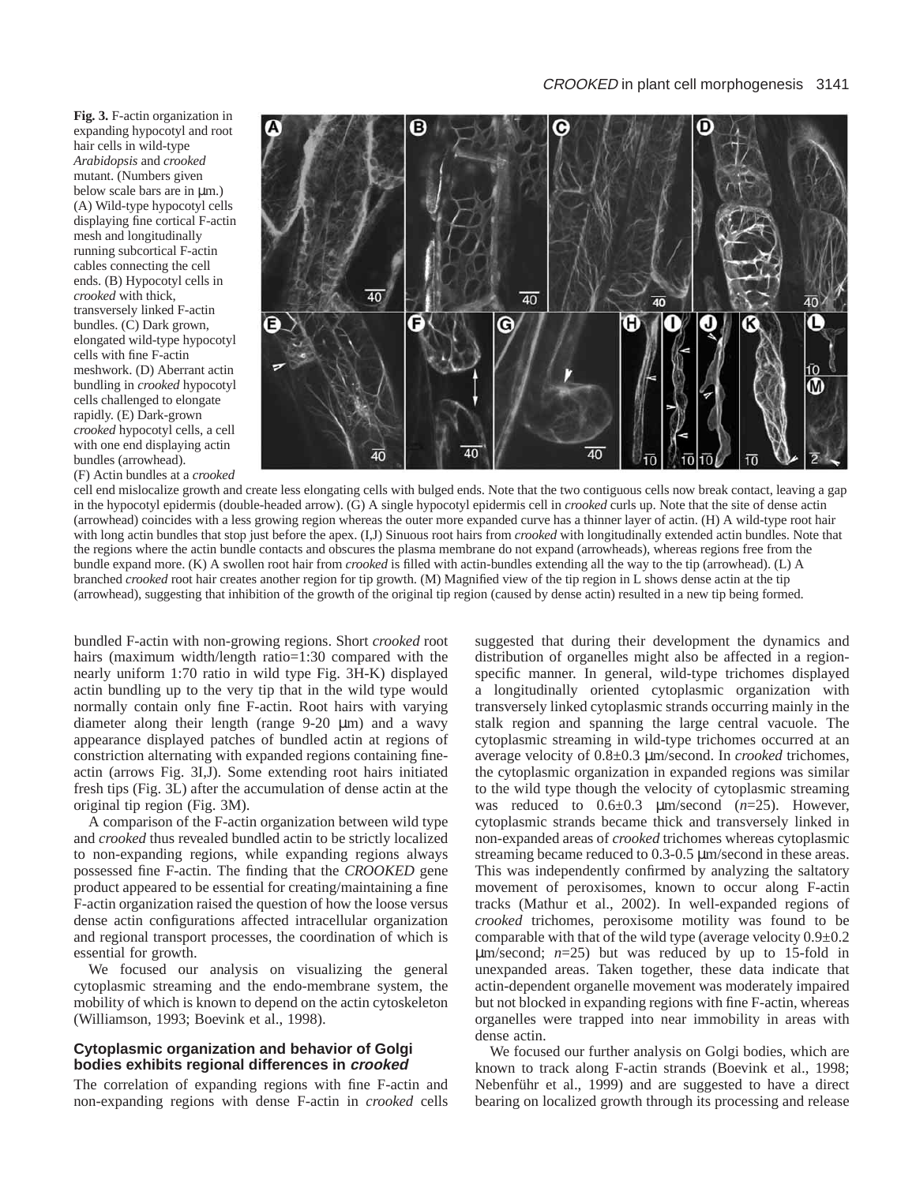**Fig. 3.** F-actin organization in expanding hypocotyl and root hair cells in wild-type *Arabidopsis* and *crooked* mutant. (Numbers given below scale bars are in μm.) (A) Wild-type hypocotyl cells displaying fine cortical F-actin mesh and longitudinally running subcortical F-actin cables connecting the cell ends. (B) Hypocotyl cells in *crooked* with thick, transversely linked F-actin bundles. (C) Dark grown, elongated wild-type hypocotyl cells with fine F-actin meshwork. (D) Aberrant actin bundling in *crooked* hypocotyl cells challenged to elongate rapidly. (E) Dark-grown *crooked* hypocotyl cells, a cell with one end displaying actin bundles (arrowhead). (F) Actin bundles at a *crooked* cell end mislocalize growth and create less elongating cells with bulged ends. Note that the two contiguous cells now break contact, leaving a gap in the hypocotyl epidermis (double-headed arrow). (G) A single hypocotyl epidermis cell in *crooked* curls up. Note that the site of dense actin (arrowhead) coincides with a less growing region whereas the outer more expanded curve has a thinner layer of actin. (H) A wild-type root hair with long actin bundles that stop just before the apex. (I,J) Sinuous root hairs from *crooked* with longitudinally extended actin bundles. Note that the regions where the actin bundle contacts and obscures the plasma membrane do not expand (arrowheads), whereas regions free from the bundle expand more. (K) A swollen root hair from *crooked* is filled with actin-bundles extending all the way to the tip (arrowhead). (L) A branched *crooked* root hair creates another region for tip growth. (M) Magnified view of the tip region in L shows dense actin at the tip (arrowhead), suggesting that inhibition of the growth of the original tip region (caused by dense actin) resulted in a new tip being formed.

bundled F-actin with non-growing regions. Short *crooked* root hairs (maximum width/length ratio=1:30 compared with the nearly uniform 1:70 ratio in wild type Fig. 3H-K) displayed actin bundling up to the very tip that in the wild type would normally contain only fine F-actin. Root hairs with varying diameter along their length (range 9-20 μm) and a wavy appearance displayed patches of bundled actin at regions of constriction alternating with expanded regions containing fine-actin (arrows Fig. 3I,J). Some extending root hairs initiated fresh tips (Fig. 3L) after the accumulation of dense actin at the original tip region (Fig. 3M).

A comparison of the F-actin organization between wild type and *crooked* thus revealed bundled actin to be strictly localized to non-expanding regions, while expanding regions always possessed fine F-actin. The finding that the *CROOKED* gene product appeared to be essential for creating/maintaining a fine F-actin organization raised the question of how the loose versus dense actin configurations affected intracellular organization and regional transport processes, the coordination of which is essential for growth.

We focused our analysis on visualizing the general cytoplasmic streaming and the endo-membrane system, the mobility of which is known to depend on the actin cytoskeleton (Williamson, 1993; Boevink et al., 1998).

### Cytoplasmic organization and behavior of Golgi bodies exhibits regional differences in *crooked*

The correlation of expanding regions with fine F-actin and non-expanding regions with dense F-actin in *crooked* cells suggested that during their development the dynamics and distribution of organelles might also be affected in a region-specific manner. In general, wild-type trichomes displayed a longitudinally oriented cytoplasmic organization with transversely linked cytoplasmic strands occurring mainly in the stalk region and spanning the large central vacuole. The cytoplasmic streaming in wild-type trichomes occurred at an average velocity of 0.8±0.3 μm/second. In *crooked* trichomes, the cytoplasmic organization in expanded regions was similar to the wild type though the velocity of cytoplasmic streaming was reduced to 0.6±0.3 μm/second ($n$=25). However, cytoplasmic strands became thick and transversely linked in non-expanded areas of *crooked* trichomes whereas cytoplasmic streaming became reduced to 0.3-0.5 μm/second in these areas. This was independently confirmed by analyzing the saltatory movement of peroxisomes, known to occur along F-actin tracks (Mathur et al., 2002). In well-expanded regions of *crooked* trichomes, peroxisome motility was found to be comparable with that of the wild type (average velocity 0.9±0.2 μm/second; $n$=25) but was reduced by up to 15-fold in unexpanded areas. Taken together, these data indicate that actin-dependent organelle movement was moderately impaired but not blocked in expanding regions with fine F-actin, whereas organelles were trapped into near immobility in areas with dense actin.

We focused our further analysis on Golgi bodies, which are known to track along F-actin strands (Boevink et al., 1998; Nebenführ et al., 1999) and are suggested to have a direct bearing on localized growth through its processing and release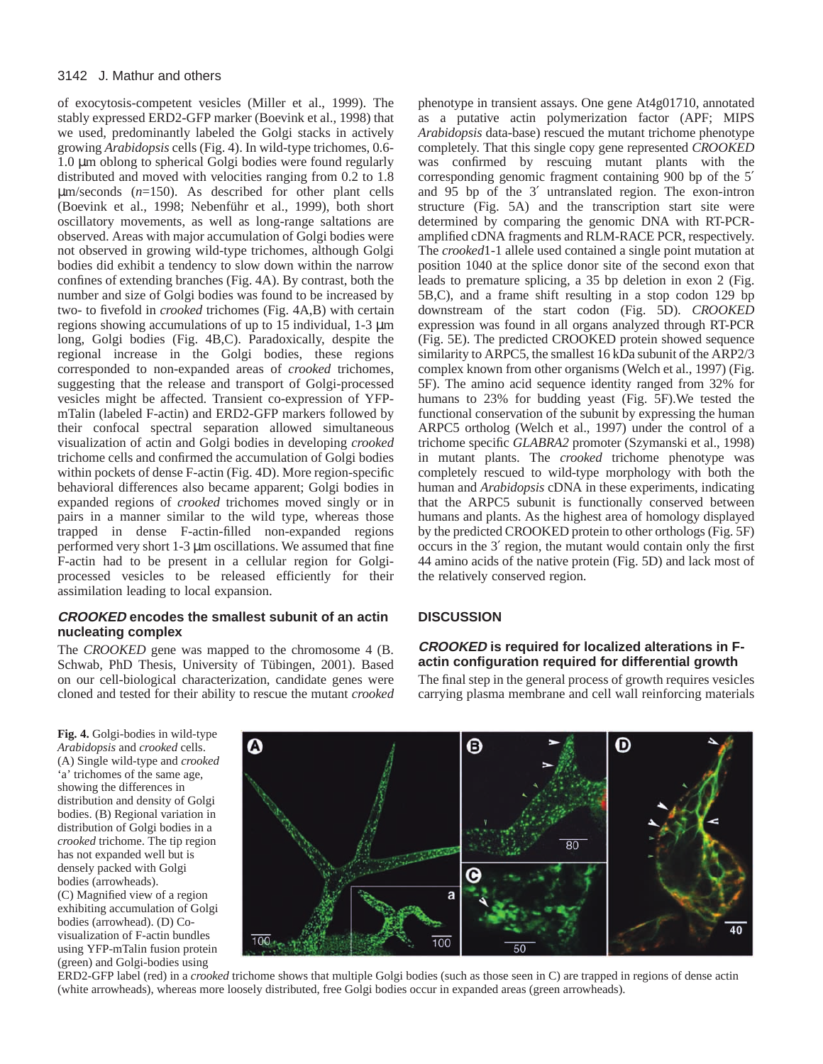of exocytosis-competent vesicles (Miller et al., 1999). The stably expressed ERD2-GFP marker (Boevink et al., 1998) that we used, predominantly labeled the Golgi stacks in actively growing *Arabidopsis* cells (Fig. 4). In wild-type trichomes, 0.6-1.0 μm oblong to spherical Golgi bodies were found regularly distributed and moved with velocities ranging from 0.2 to 1.8 μm/seconds (*n*=150). As described for other plant cells (Boevink et al., 1998; Nebenführ et al., 1999), both short oscillatory movements, as well as long-range saltations are observed. Areas with major accumulation of Golgi bodies were not observed in growing wild-type trichomes, although Golgi bodies did exhibit a tendency to slow down within the narrow confines of extending branches (Fig. 4A). By contrast, both the number and size of Golgi bodies was found to be increased by two- to fivefold in *crooked* trichomes (Fig. 4A,B) with certain regions showing accumulations of up to 15 individual, 1-3 μm long, Golgi bodies (Fig. 4B,C). Paradoxically, despite the regional increase in the Golgi bodies, these regions corresponded to non-expanded areas of *crooked* trichomes, suggesting that the release and transport of Golgi-processed vesicles might be affected. Transient co-expression of YFP-mTalin (labeled F-actin) and ERD2-GFP markers followed by their confocal spectral separation allowed simultaneous visualization of actin and Golgi bodies in developing *crooked* trichome cells and confirmed the accumulation of Golgi bodies within pockets of dense F-actin (Fig. 4D). More region-specific behavioral differences also became apparent; Golgi bodies in expanded regions of *crooked* trichomes moved singly or in pairs in a manner similar to the wild type, whereas those trapped in dense F-actin-filled non-expanded regions performed very short 1-3 μm oscillations. We assumed that fine F-actin to be present in a cellular region for Golgi-processed vesicles to be released efficiently for their assimilation leading to local expansion.

### *CROOKED* encodes the smallest subunit of an actin nucleating complex

The *CROOKED* gene was mapped to the chromosome 4 (B. Schwab, PhD Thesis, University of Tübingen, 2001). Based on our cell-biological characterization, candidate genes were cloned and tested for their ability to rescue the mutant *crooked* phenotype in transient assays. One gene At4g01710, annotated as a putative actin polymerization factor (APF; MIPS *Arabidopsis* data-base) rescued the mutant trichome phenotype completely. That this single copy gene represented *CROOKED* was confirmed by rescuing mutant plants with the corresponding genomic fragment containing 900 bp of the 5′ and 95 bp of the 3′ untranslated region. The exon-intron structure (Fig. 5A) and the transcription start site were determined by comparing the genomic DNA with RT-PCR-amplified cDNA fragments and RLM-RACE PCR, respectively. The *crooked*1-1 allele used contained a single point mutation at position 1040 at the splice donor site of the second exon that leads to premature splicing, a 35 bp deletion in exon 2 (Fig. 5B,C), and a frame shift resulting in a stop codon 129 bp downstream of the start codon (Fig. 5D). *CROOKED* expression was found in all organs analyzed through RT-PCR (Fig. 5E). The predicted CROOKED protein showed sequence similarity to ARPC5, the smallest 16 kDa subunit of the ARP2/3 complex known from other organisms (Welch et al., 1997) (Fig. 5F). The amino acid sequence identity ranged from 32% for humans to 23% for budding yeast (Fig. 5F).We tested the functional conservation of the subunit by expressing the human ARPC5 ortholog (Welch et al., 1997) under the control of a trichome specific *GLABRA2* promoter (Szymanski et al., 1998) in mutant plants. The *crooked* trichome phenotype was completely rescued to wild-type morphology with both the human and *Arabidopsis* cDNA in these experiments, indicating that the ARPC5 subunit is functionally conserved between humans and plants. As the highest area of homology displayed by the predicted CROOKED protein to other orthologs (Fig. 5F) occurs in the 3′ region, the mutant would contain only the first 44 amino acids of the native protein (Fig. 5D) and lack most of the relatively conserved region.

## DISCUSSION

### *CROOKED* is required for localized alterations in F-actin configuration required for differential growth

The final step in the general process of growth requires vesicles carrying plasma membrane and cell wall reinforcing materials

**Fig. 4.** Golgi-bodies in wild-type *Arabidopsis* and *crooked* cells. (A) Single wild-type and *crooked* 'a' trichomes of the same age, showing the differences in distribution and density of Golgi bodies. (B) Regional variation in distribution of Golgi bodies in a *crooked* trichome. The tip region has not expanded well but is densely packed with Golgi bodies (arrowheads). (C) Magnified view of a region exhibiting accumulation of Golgi bodies (arrowhead). (D) Co-visualization of F-actin bundles using YFP-mTalin fusion protein (green) and Golgi-bodies using ERD2-GFP label (red) in a *crooked* trichome shows that multiple Golgi bodies (such as those seen in C) are trapped in regions of dense actin (white arrowheads), whereas more loosely distributed, free Golgi bodies occur in expanded areas (green arrowheads).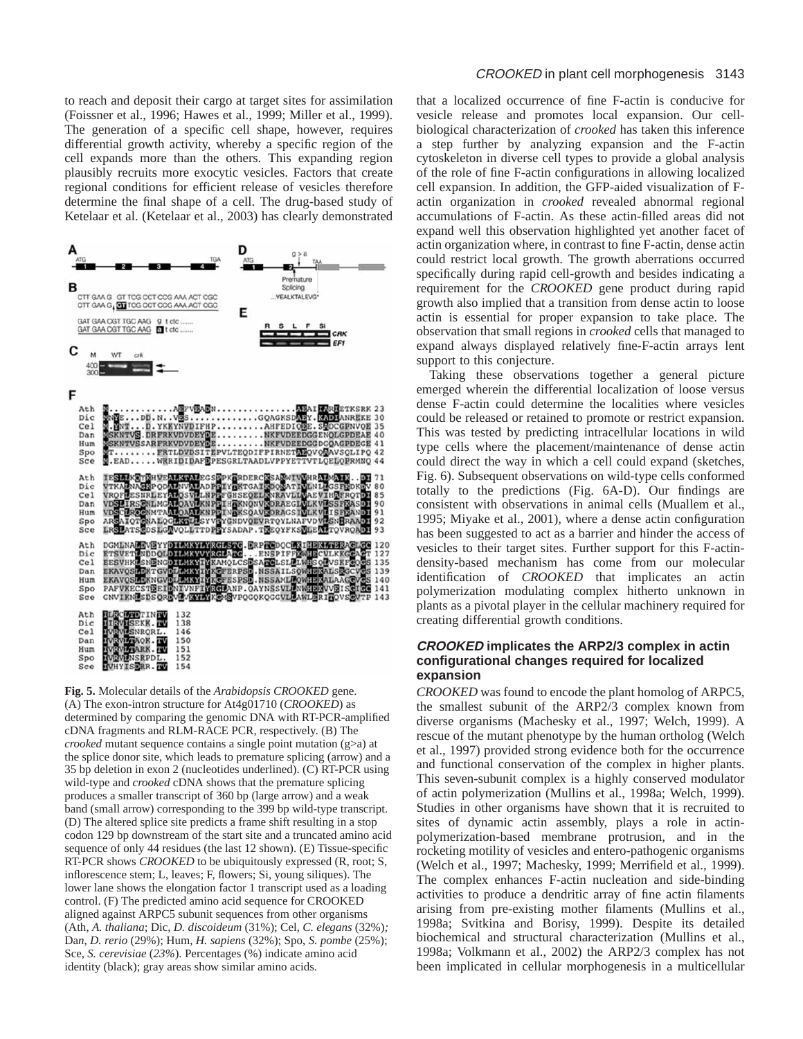to reach and deposit their cargo at target sites for assimilation (Foissner et al., 1996; Hawes et al., 1999; Miller et al., 1999). The generation of a specific cell shape, however, requires differential growth activity, whereby a specific region of the cell expands more than the others. This expanding region plausibly recruits more exocytic vesicles. Factors that create regional conditions for efficient release of vesicles therefore determine the final shape of a cell. The drug-based study of Ketelaar et al. (Ketelaar et al., 2003) has clearly demonstrated

**Fig. 5.** Molecular details of the *Arabidopsis CROOKED* gene. (A) The exon-intron structure for At4g01710 (*CROOKED*) as determined by comparing the genomic DNA with RT-PCR-amplified cDNA fragments and RLM-RACE PCR, respectively. (B) The *crooked* mutant sequence contains a single point mutation (g>a) at the splice donor site, which leads to premature splicing (arrow) and a 35 bp deletion in exon 2 (nucleotides underlined). (C) RT-PCR using wild-type and *crooked* cDNA shows that the premature splicing produces a smaller transcript of 360 bp (large arrow) and a weak band (small arrow) corresponding to the 399 bp wild-type transcript. (D) The altered splice site predicts a frame shift resulting in a stop codon 129 bp downstream of the start site and a truncated amino acid sequence of only 44 residues (the last 12 shown). (E) Tissue-specific RT-PCR shows *CROOKED* to be ubiquitously expressed (R, root; S, inflorescence stem; L, leaves; F, flowers; Si, young siliques). The lower lane shows the elongation factor 1 transcript used as a loading control. (F) The predicted amino acid sequence for CROOKED aligned against ARPC5 subunit sequences from other organisms (Ath, *A. thaliana*; Dic, *D. discoideum* (31%); Cel, *C. elegans* (32%); Dan, *D. rerio* (29%); Hum, *H. sapiens* (32%); Spo, *S. pombe* (25%); Sce, *S. cerevisiae* (23%). Percentages (%) indicate amino acid identity (black); gray areas show similar amino acids.

that a localized occurrence of fine F-actin is conducive for vesicle release and promotes local expansion. Our cell-biological characterization of *crooked* has taken this inference a step further by analyzing expansion and the F-actin cytoskeleton in diverse cell types to provide a global analysis of the role of fine F-actin configurations in allowing localized cell expansion. In addition, the GFP-aided visualization of F-actin organization in *crooked* revealed abnormal regional accumulations of F-actin. As these actin-filled areas did not expand well this observation highlighted yet another facet of actin organization where, in contrast to fine F-actin, dense actin could restrict local growth. The growth aberrations occurred specifically during rapid cell-growth and besides indicating a requirement for the *CROOKED* gene product during rapid growth also implied that a transition from dense actin to loose actin is essential for proper expansion to take place. The observation that small regions in *crooked* cells that managed to expand always displayed relatively fine-F-actin arrays lent support to this conjecture.

Taking these observations together a general picture emerged wherein the differential localization of loose versus dense F-actin could determine the localities where vesicles could be released or retained to promote or restrict expansion. This was tested by predicting intracellular locations in wild type cells where the placement/maintenance of dense actin could direct the way in which a cell could expand (sketches, Fig. 6). Subsequent observations on wild-type cells conformed totally to the predictions (Fig. 6A-D). Our findings are consistent with observations in animal cells (Muallem et al., 1995; Miyake et al., 2001), where a dense actin configuration has been suggested to act as a barrier and hinder the access of vesicles to their target sites. Further support for this F-actin-density-based mechanism has come from our molecular identification of *CROOKED* that implicates an actin polymerization modulating complex hitherto unknown in plants as a pivotal player in the cellular machinery required for creating differential growth conditions.

## *CROOKED* implicates the ARP2/3 complex in actin configurational changes required for localized expansion

*CROOKED* was found to encode the plant homolog of ARPC5, the smallest subunit of the ARP2/3 complex known from diverse organisms (Machesky et al., 1997; Welch, 1999). A rescue of the mutant phenotype by the human ortholog (Welch et al., 1997) provided strong evidence both for the occurrence and functional conservation of the complex in higher plants. This seven-subunit complex is a highly conserved modulator of actin polymerization (Mullins et al., 1998a; Welch, 1999). Studies in other organisms have shown that it is recruited to sites of dynamic actin assembly, plays a role in actin-polymerization-based membrane protrusion, and in the rocketing motility of vesicles and entero-pathogenic organisms (Welch et al., 1997; Machesky, 1999; Merrifield et al., 1999). The complex enhances F-actin nucleation and side-binding activities to produce a dendritic array of fine actin filaments arising from pre-existing mother filaments (Mullins et al., 1998a; Svitkina and Borisy, 1999). Despite its detailed biochemical and structural characterization (Mullins et al., 1998a; Volkmann et al., 2002) the ARP2/3 complex has not been implicated in cellular morphogenesis in a multicellular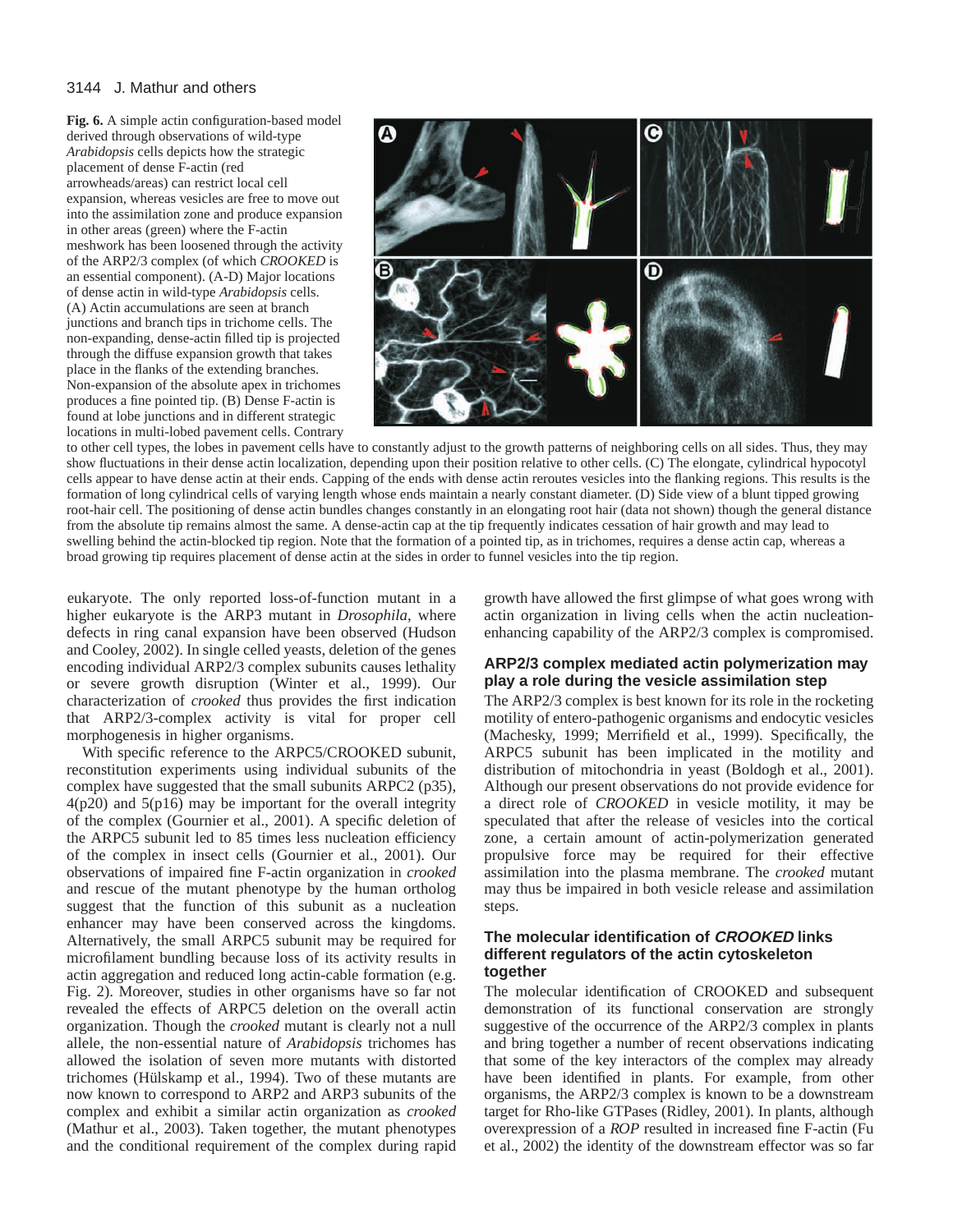**Fig. 6.** A simple actin configuration-based model derived through observations of wild-type *Arabidopsis* cells depicts how the strategic placement of dense F-actin (red arrowheads/areas) can restrict local cell expansion, whereas vesicles are free to move out into the assimilation zone and produce expansion in other areas (green) where the F-actin meshwork has been loosened through the activity of the ARP2/3 complex (of which *CROOKED* is an essential component). (A-D) Major locations of dense actin in wild-type *Arabidopsis* cells. (A) Actin accumulations are seen at branch junctions and branch tips in trichome cells. The non-expanding, dense-actin filled tip is projected through the diffuse expansion growth that takes place in the flanks of the extending branches. Non-expansion of the absolute apex in trichomes produces a fine pointed tip. (B) Dense F-actin is found at lobe junctions and in different strategic locations in multi-lobed pavement cells. Contrary to other cell types, the lobes in pavement cells have to constantly adjust to the growth patterns of neighboring cells on all sides. Thus, they may show fluctuations in their dense actin localization, depending upon their position relative to other cells. (C) The elongate, cylindrical hypocotyl cells appear to have dense actin at their ends. Capping of the ends with dense actin reroutes vesicles into the flanking regions. This results is the formation of long cylindrical cells of varying length whose ends maintain a nearly constant diameter. (D) Side view of a blunt tipped growing root-hair cell. The positioning of dense actin bundles changes constantly in an elongating root hair (data not shown) though the general distance from the absolute tip remains almost the same. A dense-actin cap at the tip frequently indicates cessation of hair growth and may lead to swelling behind the actin-blocked tip region. Note that the formation of a pointed tip, as in trichomes, requires a dense actin cap, whereas a broad growing tip requires placement of dense actin at the sides in order to funnel vesicles into the tip region.

eukaryote. The only reported loss-of-function mutant in a higher eukaryote is the ARP3 mutant in *Drosophila,* where defects in ring canal expansion have been observed (Hudson and Cooley, 2002). In single celled yeasts, deletion of the genes encoding individual ARP2/3 complex subunits causes lethality or severe growth disruption (Winter et al., 1999). Our characterization of *crooked* thus provides the first indication that ARP2/3-complex activity is vital for proper cell morphogenesis in higher organisms.

With specific reference to the ARPC5/CROOKED subunit, reconstitution experiments using individual subunits of the complex have suggested that the small subunits ARPC2 (p35), 4(p20) and 5(p16) may be important for the overall integrity of the complex (Gournier et al., 2001). A specific deletion of the ARPC5 subunit led to 85 times less nucleation efficiency of the complex in insect cells (Gournier et al., 2001). Our observations of impaired fine F-actin organization in *crooked* and rescue of the mutant phenotype by the human ortholog suggest that the function of this subunit as a nucleation enhancer may have been conserved across the kingdoms. Alternatively, the small ARPC5 subunit may be required for microfilament bundling because loss of its activity results in actin aggregation and reduced long actin-cable formation (e.g. Fig. 2). Moreover, studies in other organisms have so far not revealed the effects of ARPC5 deletion on the overall actin organization. Though the *crooked* mutant is clearly not a null allele, the non-essential nature of *Arabidopsis* trichomes has allowed the isolation of seven more mutants with distorted trichomes (Hülskamp et al., 1994). Two of these mutants are now known to correspond to ARP2 and ARP3 subunits of the complex and exhibit a similar actin organization as *crooked* (Mathur et al., 2003). Taken together, the mutant phenotypes and the conditional requirement of the complex during rapid growth have allowed the first glimpse of what goes wrong with actin organization in living cells when the actin nucleation-enhancing capability of the ARP2/3 complex is compromised.

## ARP2/3 complex mediated actin polymerization may play a role during the vesicle assimilation step

The ARP2/3 complex is best known for its role in the rocketing motility of entero-pathogenic organisms and endocytic vesicles (Machesky, 1999; Merrifield et al., 1999). Specifically, the ARPC5 subunit has been implicated in the motility and distribution of mitochondria in yeast (Boldogh et al., 2001). Although our present observations do not provide evidence for a direct role of *CROOKED* in vesicle motility, it may be speculated that after the release of vesicles into the cortical zone, a certain amount of actin-polymerization generated propulsive force may be required for their effective assimilation into the plasma membrane. The *crooked* mutant may thus be impaired in both vesicle release and assimilation steps.

## The molecular identification of *CROOKED* links different regulators of the actin cytoskeleton together

The molecular identification of CROOKED and subsequent demonstration of its functional conservation are strongly suggestive of the occurrence of the ARP2/3 complex in plants and bring together a number of recent observations indicating that some of the key interactors of the complex may already have been identified in plants. For example, from other organisms, the ARP2/3 complex is known to be a downstream target for Rho-like GTPases (Ridley, 2001). In plants, although overexpression of a *ROP* resulted in increased fine F-actin (Fu et al., 2002) the identity of the downstream effector was so far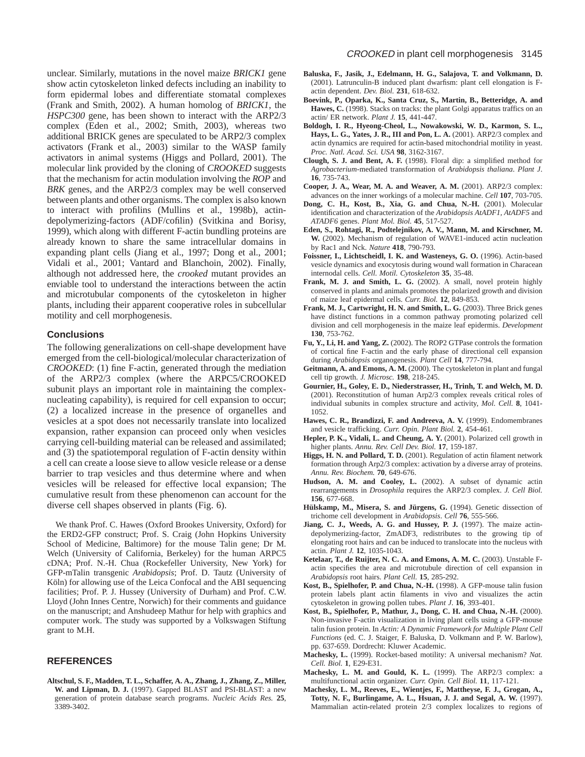unclear. Similarly, mutations in the novel maize *BRICK1* gene show actin cytoskeleton linked defects including an inability to form epidermal lobes and differentiate stomatal complexes (Frank and Smith, 2002). A human homolog of *BRICK1*, the *HSPC300* gene, has been shown to interact with the ARP2/3 complex (Eden et al., 2002; Smith, 2003), whereas two additional BRICK genes are speculated to be ARP2/3 complex activators (Frank et al., 2003) similar to the WASP family activators in animal systems (Higgs and Pollard, 2001). The molecular link provided by the cloning of *CROOKED* suggests that the mechanism for actin modulation involving the *ROP* and *BRK* genes, and the ARP2/3 complex may be well conserved between plants and other organisms. The complex is also known to interact with profilins (Mullins et al., 1998b), actin-depolymerizing-factors (ADF/cofilin) (Svitkina and Borisy, 1999), which along with different F-actin bundling proteins are already known to share the same intracellular domains in expanding plant cells (Jiang et al., 1997; Dong et al., 2001; Vidali et al., 2001; Vantard and Blanchoin, 2002). Finally, although not addressed here, the *crooked* mutant provides an enviable tool to understand the interactions between the actin and microtubular components of the cytoskeleton in higher plants, including their apparent cooperative roles in subcellular motility and cell morphogenesis.

## Conclusions

The following generalizations on cell-shape development have emerged from the cell-biological/molecular characterization of *CROOKED*: (1) fine F-actin, generated through the mediation of the ARP2/3 complex (where the ARPC5/CROOKED subunit plays an important role in maintaining the complex-nucleating capability), is required for cell expansion to occur; (2) a localized increase in the presence of organelles and vesicles at a spot does not necessarily translate into localized expansion, rather expansion can proceed only when vesicles carrying cell-building material can be released and assimilated; and (3) the spatiotemporal regulation of F-actin density within a cell can create a loose sieve to allow vesicle release or a dense barrier to trap vesicles and thus determine where and when vesicles will be released for effective local expansion; The cumulative result from these phenomenon can account for the diverse cell shapes observed in plants (Fig. 6).

We thank Prof. C. Hawes (Oxford Brookes University, Oxford) for the ERD2-GFP construct; Prof. S. Craig (John Hopkins University School of Medicine, Baltimore) for the mouse Talin gene; Dr M. Welch (University of California, Berkeley) for the human ARPC5 cDNA; Prof. N.-H. Chua (Rockefeller University, New York) for GFP-mTalin transgenic *Arabidopsis*; Prof. D. Tautz (University of Köln) for allowing use of the Leica Confocal and the ABI sequencing facilities; Prof. P. J. Hussey (University of Durham) and Prof. C.W. Lloyd (John Innes Centre, Norwich) for their comments and guidance on the manuscript; and Anshudeep Mathur for help with graphics and computer work. The study was supported by a Volkswagen Stiftung grant to M.H.

## REFERENCES

**Altschul, S. F., Madden, T. L., Schaffer, A. A., Zhang, J., Zhang, Z., Miller, W. and Lipman, D. J.** (1997). Gapped BLAST and PSI-BLAST: a new generation of protein database search programs. *Nucleic Acids Res.* **25**, 3389-3402.

**Baluska, F., Jasik, J., Edelmann, H. G., Salajova, T. and Volkmann, D.** (2001). Latrunculin-B induced plant dwarfism: plant cell elongation is F-actin dependent. *Dev. Biol.* **231**, 618-632.

**Boevink, P., Oparka, K., Santa Cruz, S., Martin, B., Betteridge, A. and Hawes, C.** (1998). Stacks on tracks: the plant Golgi apparatus traffics on an actin/ ER network. *Plant J.* **15**, 441-447.

**Boldogh, I. R., Hyeong-Cheol, L., Nowakowski, W. D., Karmon, S. L., Hays, L. G., Yates, J. R., III and Pon, L. A.** (2001). ARP2/3 complex and actin dynamics are required for actin-based mitochondrial motility in yeast. *Proc. Natl. Acad. Sci. USA* **98**, 3162-3167.

**Clough, S. J. and Bent, A. F.** (1998). Floral dip: a simplified method for *Agrobacterium*-mediated transformation of *Arabidopsis thaliana*. *Plant J*. **16**, 735-743.

**Cooper, J. A., Wear, M. A. and Weaver, A. M.** (2001). ARP2/3 complex: advances on the inner workings of a molecular machine. *Cell* **107**, 703-705.

**Dong, C. H., Kost, B., Xia, G. and Chua, N.-H.** (2001). Molecular identification and characterization of the *Arabidopsis AtADF1*, *AtADF5* and *ATADF6* genes. *Plant Mol. Biol.* **45**, 517-527.

**Eden, S., Rohtagi, R., Podtelejnikov, A. V., Mann, M. and Kirschner, M. W.** (2002). Mechanism of regulation of WAVE1-induced actin nucleation by Rac1 and Nck. *Nature* **418**, 790-793.

**Foissner, I., Lichtscheidl, I. K. and Wasteneys, G. O.** (1996). Actin-based vesicle dynamics and exocytosis during wound wall formation in Characean internodal cells. *Cell. Motil. Cytoskeleton* **35**, 35-48.

**Frank, M. J. and Smith, L. G.** (2002). A small, novel protein highly conserved in plants and animals promotes the polarized growth and division of maize leaf epidermal cells. *Curr. Biol.* **12**, 849-853.

**Frank, M. J., Cartwright, H. N. and Smith, L. G.** (2003). Three Brick genes have distinct functions in a common pathway promoting polarized cell division and cell morphogenesis in the maize leaf epidermis. *Development* **130**, 753-762.

**Fu, Y., Li, H. and Yang, Z.** (2002). The ROP2 GTPase controls the formation of cortical fine F-actin and the early phase of directional cell expansion during *Arabidopsis* organogenesis. *Plant Cell* **14**, 777-794.

**Geitmann, A. and Emons, A. M.** (2000). The cytoskeleton in plant and fungal cell tip growth. *J. Microsc.* **198**, 218-245.

**Gournier, H., Goley, E. D., Niederstrasser, H., Trinh, T. and Welch, M. D.** (2001). Reconstitution of human Arp2/3 complex reveals critical roles of individual subunits in complex structure and activity, *Mol. Cell.* **8**, 1041-1052.

**Hawes, C. R., Brandizzi, F. and Andreeva, A. V.** (1999). Endomembranes and vesicle trafficking. *Curr. Opin. Plant Biol.* **2**, 454-461.

**Hepler, P. K., Vidali, L. and Cheung, A. Y.** (2001). Polarized cell growth in higher plants. *Annu. Rev. Cell Dev. Biol.* **17**, 159-187.

**Higgs, H. N. and Pollard, T. D.** (2001). Regulation of actin filament network formation through Arp2/3 complex: activation by a diverse array of proteins. *Annu. Rev. Biochem.* **70**, 649-676.

**Hudson, A. M. and Cooley, L.** (2002). A subset of dynamic actin rearrangements in *Drosophila* requires the ARP2/3 complex. *J. Cell Biol.* **156**, 677-668.

**Hülskamp, M., Misera, S. and Jürgens, G.** (1994). Genetic dissection of trichome cell development in *Arabidopsis*. *Cell* **76**, 555-566.

**Jiang, C. J., Weeds, A. G. and Hussey, P. J.** (1997). The maize actin-depolymerizing-factor, ZmADF3, redistributes to the growing tip of elongating root hairs and can be induced to translocate into the nucleus with actin. *Plant J.* **12**, 1035-1043.

**Ketelaar, T., de Ruijter, N. C. A. and Emons, A. M. C.** (2003). Unstable F-actin specifies the area and microtubule direction of cell expansion in *Arabidopsis* root hairs. *Plant Cell.* **15**, 285-292.

**Kost, B., Spielhofer, P. and Chua, N.-H.** (1998). A GFP-mouse talin fusion protein labels plant actin filaments in vivo and visualizes the actin cytoskeleton in growing pollen tubes. *Plant J*. **16**, 393-401.

**Kost, B., Spielhofer, P., Mathur, J., Dong, C. H. and Chua, N.-H.** (2000). Non-invasive F-actin visualization in living plant cells using a GFP-mouse talin fusion protein. In *Actin: A Dynamic Framework for Multiple Plant Cell Functions* (ed. C. J. Staiger, F. Baluska, D. Volkmann and P. W. Barlow), pp. 637-659. Dordrecht: Kluwer Academic.

**Machesky, L.** (1999). Rocket-based motility: A universal mechanism? *Nat. Cell. Biol.* **1**, E29-E31.

**Machesky, L. M. and Gould, K. L.** (1999). The ARP2/3 complex: a multifunctional actin organizer. *Curr. Opin. Cell Biol.* **11**, 117-121.

**Machesky, L. M., Reeves, E., Wientjes, F., Mattheyse, F. J., Grogan, A., Totty, N. F., Burlingame, A. L., Hsuan, J. J. and Segal, A. W.** (1997). Mammalian actin-related protein 2/3 complex localizes to regions of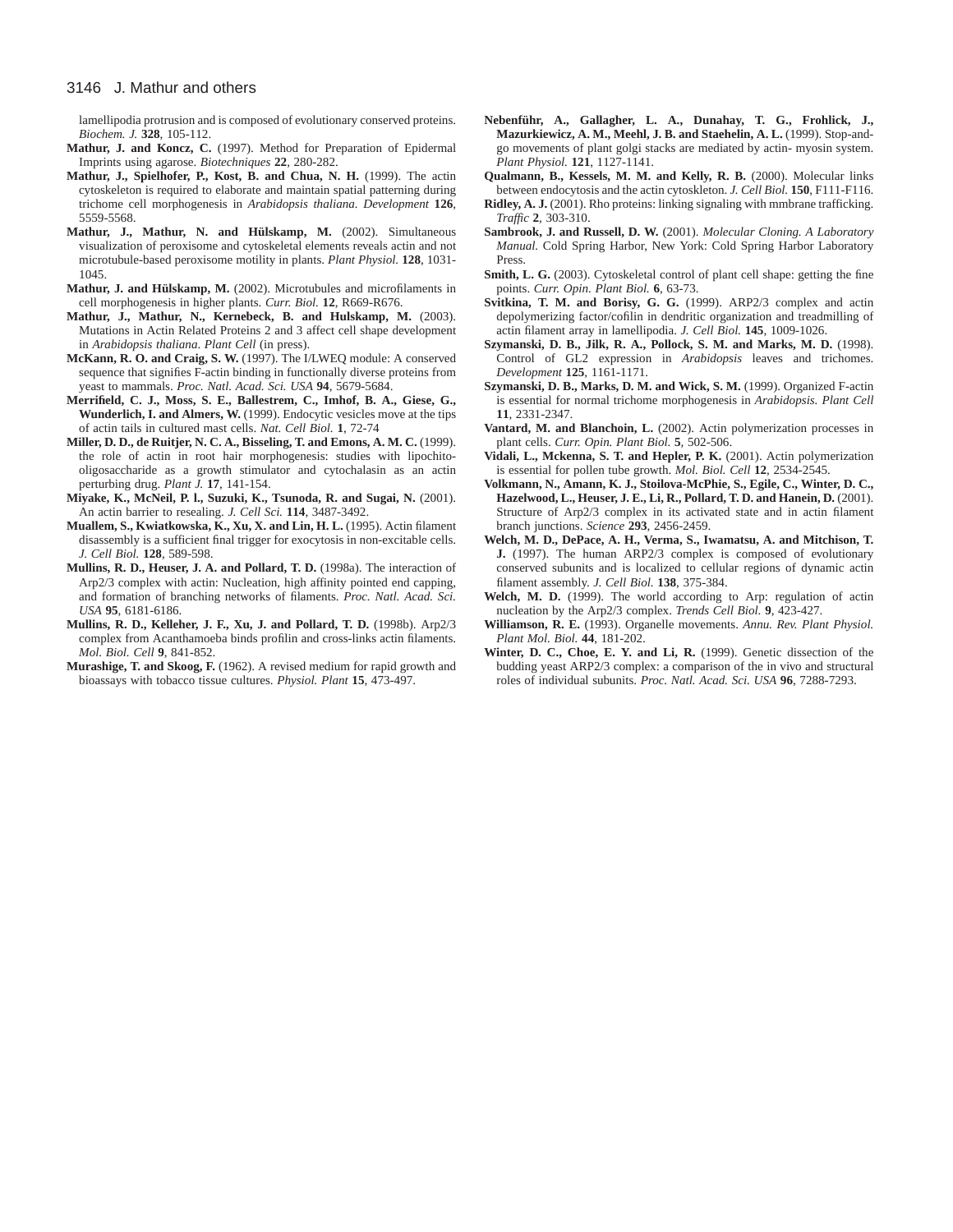lamellipodia protrusion and is composed of evolutionary conserved proteins. *Biochem. J.* **328**, 105-112.

**Mathur, J. and Koncz, C.** (1997). Method for Preparation of Epidermal Imprints using agarose. *Biotechniques* **22**, 280-282.

**Mathur, J., Spielhofer, P., Kost, B. and Chua, N. H.** (1999). The actin cytoskeleton is required to elaborate and maintain spatial patterning during trichome cell morphogenesis in *Arabidopsis thaliana*. *Development* **126**, 5559-5568.

**Mathur, J., Mathur, N. and Hülskamp, M.** (2002). Simultaneous visualization of peroxisome and cytoskeletal elements reveals actin and not microtubule-based peroxisome motility in plants. *Plant Physiol.* **128**, 1031-1045.

**Mathur, J. and Hülskamp, M.** (2002). Microtubules and microfilaments in cell morphogenesis in higher plants. *Curr. Biol.* **12**, R669-R676.

**Mathur, J., Mathur, N., Kernebeck, B. and Hulskamp, M.** (2003). Mutations in Actin Related Proteins 2 and 3 affect cell shape development in *Arabidopsis thaliana*. *Plant Cell* (in press).

**McKann, R. O. and Craig, S. W.** (1997). The I/LWEQ module: A conserved sequence that signifies F-actin binding in functionally diverse proteins from yeast to mammals. *Proc. Natl. Acad. Sci. USA* **94**, 5679-5684.

**Merrifield, C. J., Moss, S. E., Ballestrem, C., Imhof, B. A., Giese, G., Wunderlich, I. and Almers, W.** (1999). Endocytic vesicles move at the tips of actin tails in cultured mast cells. *Nat. Cell Biol.* **1**, 72-74

**Miller, D. D., de Ruitjer, N. C. A., Bisseling, T. and Emons, A. M. C.** (1999). the role of actin in root hair morphogenesis: studies with lipochito-oligosaccharide as a growth stimulator and cytochalasin as an actin perturbing drug. *Plant J.* **17**, 141-154.

**Miyake, K., McNeil, P. l., Suzuki, K., Tsunoda, R. and Sugai, N.** (2001). An actin barrier to resealing. *J. Cell Sci.* **114**, 3487-3492.

**Muallem, S., Kwiatkowska, K., Xu, X. and Lin, H. L.** (1995). Actin filament disassembly is a sufficient final trigger for exocytosis in non-excitable cells. *J. Cell Biol.* **128**, 589-598.

**Mullins, R. D., Heuser, J. A. and Pollard, T. D.** (1998a). The interaction of Arp2/3 complex with actin: Nucleation, high affinity pointed end capping, and formation of branching networks of filaments. *Proc. Natl. Acad. Sci. USA* **95**, 6181-6186.

**Mullins, R. D., Kelleher, J. F., Xu, J. and Pollard, T. D.** (1998b). Arp2/3 complex from Acanthamoeba binds profilin and cross-links actin filaments. *Mol. Biol. Cell* **9**, 841-852.

**Murashige, T. and Skoog, F.** (1962). A revised medium for rapid growth and bioassays with tobacco tissue cultures. *Physiol. Plant* **15**, 473-497.

**Nebenführ, A., Gallagher, L. A., Dunahay, T. G., Frohlick, J., Mazurkiewicz, A. M., Meehl, J. B. and Staehelin, A. L.** (1999). Stop-and-go movements of plant golgi stacks are mediated by actin- myosin system. *Plant Physiol.* **121**, 1127-1141.

**Qualmann, B., Kessels, M. M. and Kelly, R. B.** (2000). Molecular links between endocytosis and the actin cytoskleton. *J. Cell Biol.* **150**, F111-F116.

**Ridley, A. J.** (2001). Rho proteins: linking signaling with mmbrane trafficking. *Traffic* **2**, 303-310.

**Sambrook, J. and Russell, D. W.** (2001). *Molecular Cloning. A Laboratory Manual.* Cold Spring Harbor, New York: Cold Spring Harbor Laboratory Press.

**Smith, L. G.** (2003). Cytoskeletal control of plant cell shape: getting the fine points. *Curr. Opin. Plant Biol.* **6**, 63-73.

**Svitkina, T. M. and Borisy, G. G.** (1999). ARP2/3 complex and actin depolymerizing factor/cofilin in dendritic organization and treadmilling of actin filament array in lamellipodia. *J. Cell Biol.* **145**, 1009-1026.

**Szymanski, D. B., Jilk, R. A., Pollock, S. M. and Marks, M. D.** (1998). Control of GL2 expression in *Arabidopsis* leaves and trichomes. *Development* **125**, 1161-1171.

**Szymanski, D. B., Marks, D. M. and Wick, S. M.** (1999). Organized F-actin is essential for normal trichome morphogenesis in *Arabidopsis. Plant Cell* **11**, 2331-2347.

**Vantard, M. and Blanchoin, L.** (2002). Actin polymerization processes in plant cells. *Curr. Opin. Plant Biol.* **5**, 502-506.

**Vidali, L., Mckenna, S. T. and Hepler, P. K.** (2001). Actin polymerization is essential for pollen tube growth. *Mol. Biol. Cell* **12**, 2534-2545.

**Volkmann, N., Amann, K. J., Stoilova-McPhie, S., Egile, C., Winter, D. C., Hazelwood, L., Heuser, J. E., Li, R., Pollard, T. D. and Hanein, D.** (2001). Structure of Arp2/3 complex in its activated state and in actin filament branch junctions. *Science* **293**, 2456-2459.

**Welch, M. D., DePace, A. H., Verma, S., Iwamatsu, A. and Mitchison, T. J.** (1997). The human ARP2/3 complex is composed of evolutionary conserved subunits and is localized to cellular regions of dynamic actin filament assembly. *J. Cell Biol.* **138**, 375-384.

**Welch, M. D.** (1999). The world according to Arp: regulation of actin nucleation by the Arp2/3 complex. *Trends Cell Biol.* **9**, 423-427.

**Williamson, R. E.** (1993). Organelle movements. *Annu. Rev. Plant Physiol. Plant Mol. Biol.* **44**, 181-202.

**Winter, D. C., Choe, E. Y. and Li, R.** (1999). Genetic dissection of the budding yeast ARP2/3 complex: a comparison of the in vivo and structural roles of individual subunits. *Proc. Natl. Acad. Sci. USA* **96**, 7288-7293.